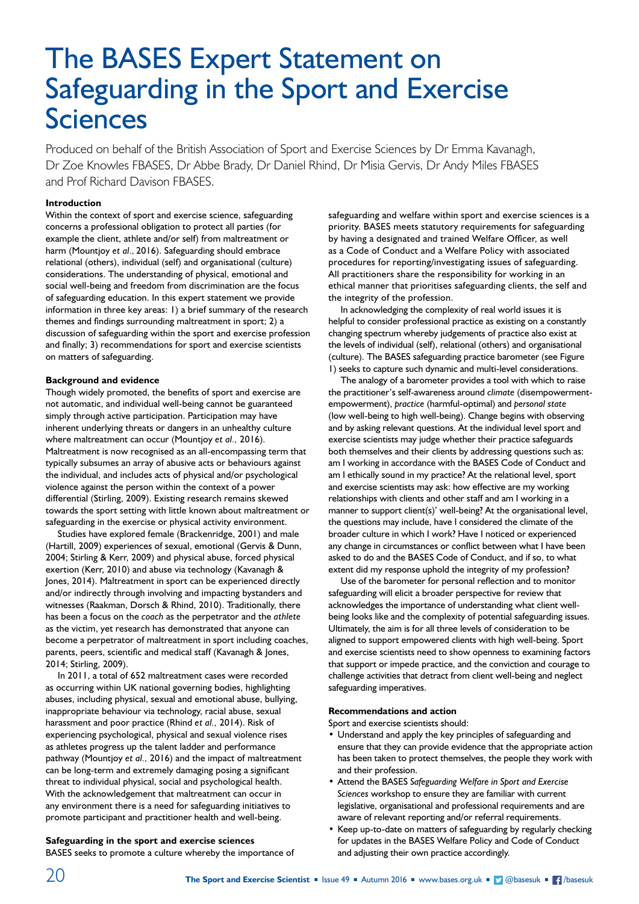# The BASES Expert Statement on Safeguarding in the Sport and Exercise Sciences

Produced on behalf of the British Association of Sport and Exercise Sciences by Dr Emma Kavanagh, Dr Zoe Knowles FBASES, Dr Abbe Brady, Dr Daniel Rhind, Dr Misia Gervis, Dr Andy Miles FBASES and Prof Richard Davison FBASES.

**Introduction**

Within the context of sport and exercise science, safeguarding concerns a professional obligation to protect all parties (for example the client, athlete and/or self) from maltreatment or harm (Mountjoy *et al.*, 2016). Safeguarding should embrace relational (others), individual (self) and organisational (culture) considerations. The understanding of physical, emotional and social well-being and freedom from discrimination are the focus of safeguarding education. In this expert statement we provide information in three key areas: 1) a brief summary of the research themes and findings surrounding maltreatment in sport; 2) a discussion of safeguarding within the sport and exercise profession and finally; 3) recommendations for sport and exercise scientists on matters of safeguarding.

**Background and evidence**

Though widely promoted, the benefits of sport and exercise are not automatic, and individual well-being cannot be guaranteed simply through active participation. Participation may have inherent underlying threats or dangers in an unhealthy culture where maltreatment can occur (Mountjoy *et al.*, 2016). Maltreatment is now recognised as an all-encompassing term that typically subsumes an array of abusive acts or behaviours against the individual, and includes acts of physical and/or psychological violence against the person within the context of a power differential (Stirling, 2009). Existing research remains skewed towards the sport setting with little known about maltreatment or safeguarding in the exercise or physical activity environment.

Studies have explored female (Brackenridge, 2001) and male (Hartill, 2009) experiences of sexual, emotional (Gervis & Dunn, 2004; Stirling & Kerr, 2009) and physical abuse, forced physical exertion (Kerr, 2010) and abuse via technology (Kavanagh & Jones, 2014). Maltreatment in sport can be experienced directly and/or indirectly through involving and impacting bystanders and witnesses (Raakman, Dorsch & Rhind, 2010). Traditionally, there has been a focus on the *coach* as the perpetrator and the *athlete* as the victim, yet research has demonstrated that anyone can become a perpetrator of maltreatment in sport including coaches, parents, peers, scientific and medical staff (Kavanagh & Jones, 2014; Stirling, 2009).

In 2011, a total of 652 maltreatment cases were recorded as occurring within UK national governing bodies, highlighting abuses, including physical, sexual and emotional abuse, bullying, inappropriate behaviour via technology, racial abuse, sexual harassment and poor practice (Rhind *et al.*, 2014). Risk of experiencing psychological, physical and sexual violence rises as athletes progress up the talent ladder and performance pathway (Mountjoy *et al.*, 2016) and the impact of maltreatment can be long-term and extremely damaging posing a significant threat to individual physical, social and psychological health. With the acknowledgement that maltreatment can occur in any environment there is a need for safeguarding initiatives to promote participant and practitioner health and well-being.

**Safeguarding in the sport and exercise sciences**

BASES seeks to promote a culture whereby the importance of safeguarding and welfare within sport and exercise sciences is a priority. BASES meets statutory requirements for safeguarding by having a designated and trained Welfare Officer, as well as a Code of Conduct and a Welfare Policy with associated procedures for reporting/investigating issues of safeguarding. All practitioners share the responsibility for working in an ethical manner that prioritises safeguarding clients, the self and the integrity of the profession.

In acknowledging the complexity of real world issues it is helpful to consider professional practice as existing on a constantly changing spectrum whereby judgements of practice also exist at the levels of individual (self), relational (others) and organisational (culture). The BASES safeguarding practice barometer (see Figure 1) seeks to capture such dynamic and multi-level considerations.

The analogy of a barometer provides a tool with which to raise the practitioner's self-awareness around *climate* (disempowerment-empowerment), *practice* (harmful-optimal) and *personal state* (low well-being to high well-being). Change begins with observing and by asking relevant questions. At the individual level sport and exercise scientists may judge whether their practice safeguards both themselves and their clients by addressing questions such as: am I working in accordance with the BASES Code of Conduct and am I ethically sound in my practice? At the relational level, sport and exercise scientists may ask: how effective are my working relationships with clients and other staff and am I working in a manner to support client(s)' well-being? At the organisational level, the questions may include, have I considered the climate of the broader culture in which I work? Have I noticed or experienced any change in circumstances or conflict between what I have been asked to do and the BASES Code of Conduct, and if so, to what extent did my response uphold the integrity of my profession?

Use of the barometer for personal reflection and to monitor safeguarding will elicit a broader perspective for review that acknowledges the importance of understanding what client well-being looks like and the complexity of potential safeguarding issues. Ultimately, the aim is for all three levels of consideration to be aligned to support empowered clients with high well-being. Sport and exercise scientists need to show openness to examining factors that support or impede practice, and the conviction and courage to challenge activities that detract from client well-being and neglect safeguarding imperatives.

**Recommendations and action**

Sport and exercise scientists should:

- Understand and apply the key principles of safeguarding and ensure that they can provide evidence that the appropriate action has been taken to protect themselves, the people they work with and their profession.
- Attend the BASES *Safeguarding Welfare in Sport and Exercise Sciences* workshop to ensure they are familiar with current legislative, organisational and professional requirements and are aware of relevant reporting and/or referral requirements.
- Keep up-to-date on matters of safeguarding by regularly checking for updates in the BASES Welfare Policy and Code of Conduct and adjusting their own practice accordingly.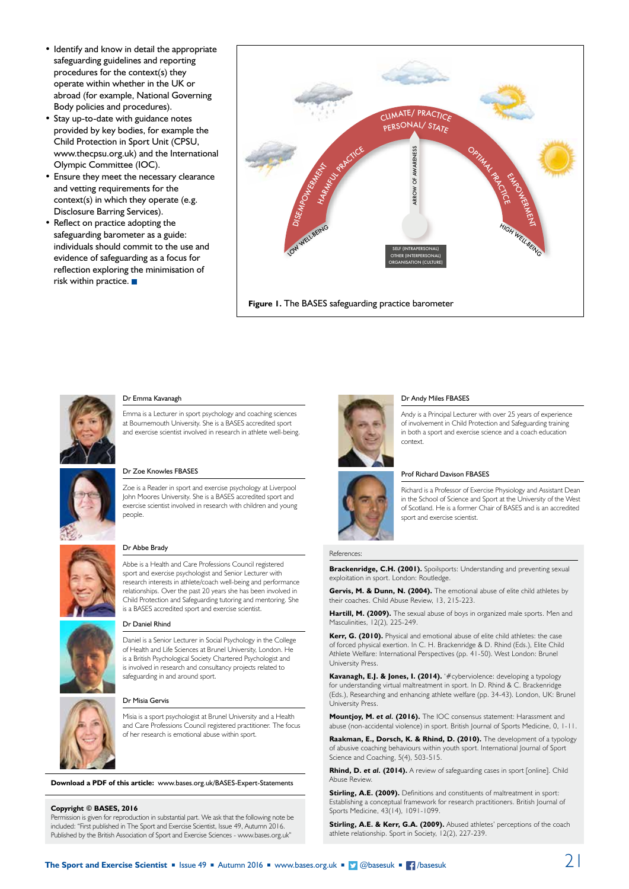- Identify and know in detail the appropriate safeguarding guidelines and reporting procedures for the context(s) they operate within whether in the UK or abroad (for example, National Governing Body policies and procedures).
- Stay up-to-date with guidance notes provided by key bodies, for example the Child Protection in Sport Unit (CPSU, www.thecpsu.org.uk) and the International Olympic Committee (IOC).
- Ensure they meet the necessary clearance and vetting requirements for the context(s) in which they operate (e.g. Disclosure Barring Services).
- Reflect on practice adopting the safeguarding barometer as a guide: individuals should commit to the use and evidence of safeguarding as a focus for reflection exploring the minimisation of risk within practice.

CLIMATE/ PRACTICE
PERSONAL/ STATE
DISEMPOWERMENT
HARMFUL PRACTICE
ARROW OF AWARENESS
OPTIMAL PRACTICE
EMPOWERMENT
LOW WELL-BEING
HIGH WELL-BEING
SELF (INTRAPERSONAL)
OTHER (INTERPERSONAL)
ORGANISATION (CULTURE)

**Figure 1.** The BASES safeguarding practice barometer

**Dr Emma Kavanagh**

Emma is a Lecturer in sport psychology and coaching sciences at Bournemouth University. She is a BASES accredited sport and exercise scientist involved in research in athlete well-being.

**Dr Zoe Knowles FBASES**

Zoe is a Reader in sport and exercise psychology at Liverpool John Moores University. She is a BASES accredited sport and exercise scientist involved in research with children and young people.

**Dr Abbe Brady**

Abbe is a Health and Care Professions Council registered sport and exercise psychologist and Senior Lecturer with research interests in athlete/coach well-being and performance relationships. Over the past 20 years she has been involved in Child Protection and Safeguarding tutoring and mentoring. She is a BASES accredited sport and exercise scientist.

**Dr Daniel Rhind**

Daniel is a Senior Lecturer in Social Psychology in the College of Health and Life Sciences at Brunel University, London. He is a British Psychological Society Chartered Psychologist and is involved in research and consultancy projects related to safeguarding in and around sport.

**Dr Misia Gervis**

Misia is a sport psychologist at Brunel University and a Health and Care Professions Council registered practitioner. The focus of her research is emotional abuse within sport.

**Dr Andy Miles FBASES**

Andy is a Principal Lecturer with over 25 years of experience of involvement in Child Protection and Safeguarding training in both a sport and exercise science and a coach education context.

**Prof Richard Davison FBASES**

Richard is a Professor of Exercise Physiology and Assistant Dean in the School of Science and Sport at the University of the West of Scotland. He is a former Chair of BASES and is an accredited sport and exercise scientist.

**Download a PDF of this article:** www.bases.org.uk/BASES-Expert-Statements

**Copyright © BASES, 2016**

Permission is given for reproduction in substantial part. We ask that the following note be included: "First published in The Sport and Exercise Scientist, Issue 49, Autumn 2016. Published by the British Association of Sport and Exercise Sciences - www.bases.org.uk"

References:

**Brackenridge, C.H. (2001).** Spoilsports: Understanding and preventing sexual exploitation in sport. London: Routledge.

**Gervis, M. & Dunn, N. (2004).** The emotional abuse of elite child athletes by their coaches. Child Abuse Review, 13, 215-223.

**Hartill, M. (2009).** The sexual abuse of boys in organized male sports. Men and Masculinities, 12(2), 225-249.

**Kerr, G. (2010).** Physical and emotional abuse of elite child athletes: the case of forced physical exertion. In C. H. Brackenridge & D. Rhind (Eds.), Elite Child Athlete Welfare: International Perspectives (pp. 41-50). West London: Brunel University Press.

**Kavanagh, E.J. & Jones, I. (2014).** '#cyberviolence: developing a typology for understanding virtual maltreatment in sport. In D. Rhind & C. Brackenridge (Eds.), Researching and enhancing athlete welfare (pp. 34-43). London, UK: Brunel University Press.

**Mountjoy, M. *et al.* (2016).** The IOC consensus statement: Harassment and abuse (non-accidental violence) in sport. British Journal of Sports Medicine, 0, 1-11.

**Raakman, E., Dorsch, K. & Rhind, D. (2010).** The development of a typology of abusive coaching behaviours within youth sport. International Journal of Sport Science and Coaching, 5(4), 503-515.

**Rhind, D. *et al.* (2014).** A review of safeguarding cases in sport [online]. Child Abuse Review.

**Stirling, A.E. (2009).** Definitions and constituents of maltreatment in sport: Establishing a conceptual framework for research practitioners. British Journal of Sports Medicine, 43(14), 1091-1099.

**Stirling, A.E. & Kerr, G.A. (2009).** Abused athletes' perceptions of the coach athlete relationship. Sport in Society, 12(2), 227-239.